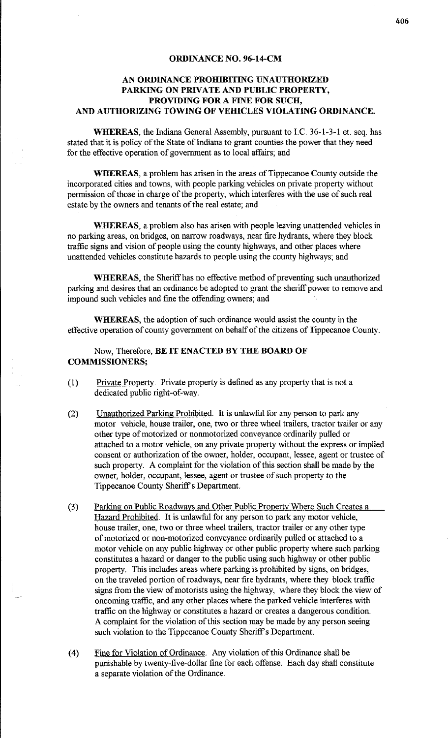# ORDINANCE NO. 96-14-CM

## AN ORDINANCE PROHIBITING UNAUTHORIZED PARKING ON PRIVATE AND PUBLIC PROPERTY, PROVIDING FOR A FINE FOR SUCH, AND AUTHORIZING TOWING OF VEHICLES VIOLATING ORDINANCE.

**WHEREAS**, the Indiana General Assembly, pursuant to I.C. 36-1-3-1 et. seq. has stated that it is policy of the State of Indiana to grant counties the power that they need for the effective operation of government as to local affairs; and

**WHEREAS**, a problem has arisen in the areas of Tippecanoe County outside the incorporated cities and towns, with people parking vehicles on private property without permission of those in charge of the property, which interferes with the use of such real estate by the owners and tenants of the real estate; and

**WHEREAS**, a problem also has arisen with people leaving unattended vehicles in no parking areas, on bridges, on narrow roadways, near fire hydrants, where they block traffic signs and vision of people using the county highways, and other places where unattended vehicles constitute hazards to people using the county highways; and

**WHEREAS**, the Sheriff has no effective method of preventing such unauthorized parking and desires that an ordinance be adopted to grant the sheriff power to remove and impound such vehicles and fine the offending owners; and

**WHEREAS**, the adoption of such ordinance would assist the county in the effective operation of county government on behalf of the citizens of Tippecanoe County.

Now, Therefore, **BE IT ENACTED BY THE BOARD OF COMMISSIONERS;**

(1) Private Property. Private property is defined as any property that is not a dedicated public right-of-way.

(2) Unauthorized Parking Prohibited. It is unlawful for any person to park any motor vehicle, house trailer, one, two or three wheel trailers, tractor trailer or any other type of motorized or nonmotorized conveyance ordinarily pulled or attached to a motor vehicle, on any private property without the express or implied consent or authorization of the owner, holder, occupant, lessee, agent or trustee of such property. A complaint for the violation of this section shall be made by the owner, holder, occupant, lessee, agent or trustee of such property to the Tippecanoe County Sheriff's Department.

(3) Parking on Public Roadways and Other Public Property Where Such Creates a Hazard Prohibited. It is unlawful for any person to park any motor vehicle, house trailer, one, two or three wheel trailers, tractor trailer or any other type of motorized or non-motorized conveyance ordinarily pulled or attached to a motor vehicle on any public highway or other public property where such parking constitutes a hazard or danger to the public using such highway or other public property. This includes areas where parking is prohibited by signs, on bridges, on the traveled portion of roadways, near fire hydrants, where they block traffic signs from the view of motorists using the highway, where they block the view of oncoming traffic, and any other places where the parked vehicle interferes with traffic on the highway or constitutes a hazard or creates a dangerous condition. A complaint for the violation of this section may be made by any person seeing such violation to the Tippecanoe County Sheriff's Department.

(4) Fine for Violation of Ordinance. Any violation of this Ordinance shall be punishable by twenty-five-dollar fine for each offense. Each day shall constitute a separate violation of the Ordinance.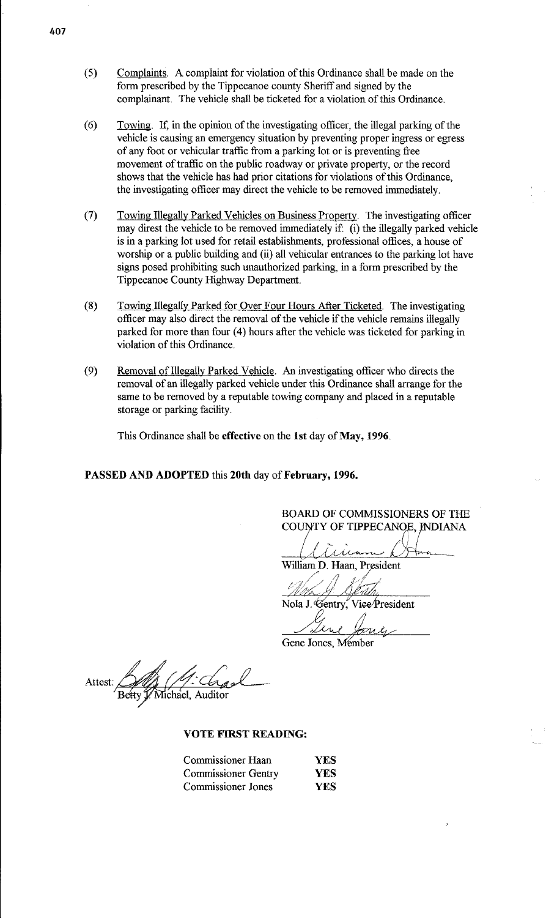(5) <u>Complaints</u>. A complaint for violation of this Ordinance shall be made on the form prescribed by the Tippecanoe county Sheriff and signed by the complainant. The vehicle shall be ticketed for a violation of this Ordinance.

(6) <u>Towing</u>. If, in the opinion of the investigating officer, the illegal parking of the vehicle is causing an emergency situation by preventing proper ingress or egress of any foot or vehicular traffic from a parking lot or is preventing free movement of traffic on the public roadway or private property, or the record shows that the vehicle has had prior citations for violations of this Ordinance, the investigating officer may direct the vehicle to be removed immediately.

(7) <u>Towing Illegally Parked Vehicles on Business Property</u>. The investigating officer may direst the vehicle to be removed immediately if: (i) the illegally parked vehicle is in a parking lot used for retail establishments, professional offices, a house of worship or a public building and (ii) all vehicular entrances to the parking lot have signs posed prohibiting such unauthorized parking, in a form prescribed by the Tippecanoe County Highway Department.

(8) <u>Towing Illegally Parked for Over Four Hours After Ticketed</u>. The investigating officer may also direct the removal of the vehicle if the vehicle remains illegally parked for more than four (4) hours after the vehicle was ticketed for parking in violation of this Ordinance.

(9) <u>Removal of Illegally Parked Vehicle</u>. An investigating officer who directs the removal of an illegally parked vehicle under this Ordinance shall arrange for the same to be removed by a reputable towing company and placed in a reputable storage or parking facility.

This Ordinance shall be **effective** on the **1st** day of **May, 1996**.

**PASSED AND ADOPTED** this **20th** day of **February, 1996.**

BOARD OF COMMISSIONERS OF THE COUNTY OF TIPPECANOE, INDIANA

William D. Haan, President

Nola J. Gentry, Vice President

Gene Jones, Member

Attest: Betty J. Michael, Auditor

**VOTE FIRST READING:**

| | |
|---|---|
| Commissioner Haan | **YES** |
| Commissioner Gentry | **YES** |
| Commissioner Jones | **YES** |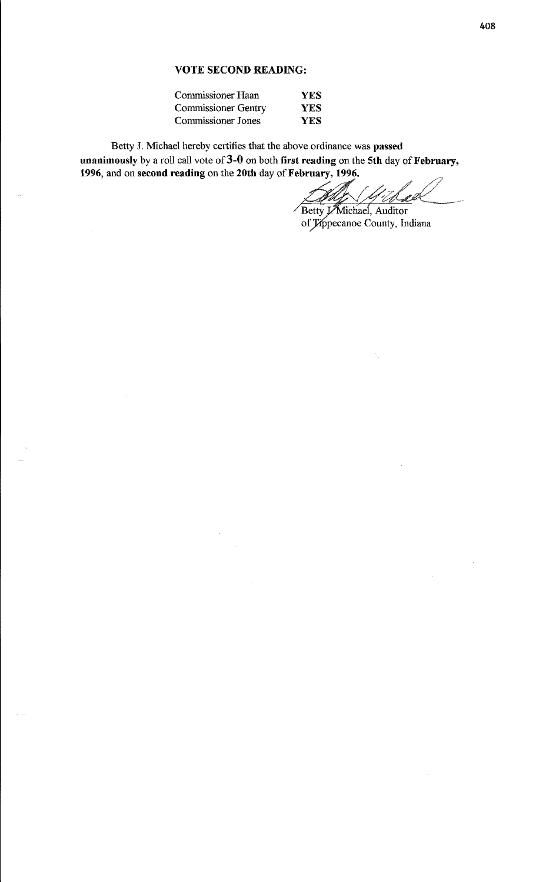**VOTE SECOND READING:**

| | |
|---|---|
| Commissioner Haan | **YES** |
| Commissioner Gentry | **YES** |
| Commissioner Jones | **YES** |

Betty J. Michael hereby certifies that the above ordinance was **passed unanimously** by a roll call vote of **3-0** on both **first reading** on the **5th** day of **February, 1996**, and on **second reading** on the **20th** day of **February, 1996.**

Betty J. Michael, Auditor
of Tippecanoe County, Indiana